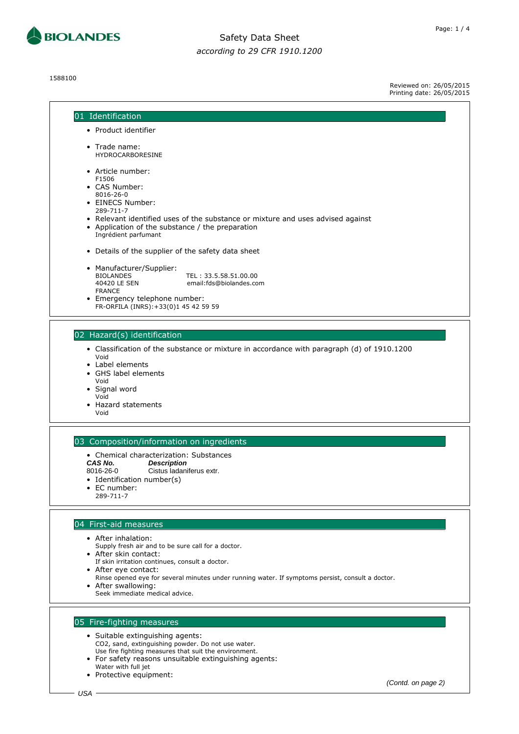# Safety Data Sheet

*according to 29 CFR 1910.1200*

1588100

Reviewed on: 26/05/2015
Printing date: 26/05/2015

## 01 Identification

- Product identifier
- Trade name:
  HYDROCARBORESINE
- Article number:
  F1506
- CAS Number:
  8016-26-0
- EINECS Number:
  289-711-7
- Relevant identified uses of the substance or mixture and uses advised against
- Application of the substance / the preparation
  Ingrédient parfumant
- Details of the supplier of the safety data sheet
- Manufacturer/Supplier:
  BIOLANDES
  40420 LE SEN
  FRANCE
  TEL : 33.5.58.51.00.00
  email:fds@biolandes.com
- Emergency telephone number:
  FR-ORFILA (INRS):+33(0)1 45 42 59 59

## 02 Hazard(s) identification

- Classification of the substance or mixture in accordance with paragraph (d) of 1910.1200
  Void
- Label elements
- GHS label elements
  Void
- Signal word
  Void
- Hazard statements
  Void

## 03 Composition/information on ingredients

- Chemical characterization: Substances

| ***CAS No.*** | ***Description*** |
|---|---|
| 8016-26-0 | Cistus ladaniferus extr. |

- Identification number(s)
- EC number:
  289-711-7

## 04 First-aid measures

- After inhalation:
  Supply fresh air and to be sure call for a doctor.
- After skin contact:
  If skin irritation continues, consult a doctor.
- After eye contact:
  Rinse opened eye for several minutes under running water. If symptoms persist, consult a doctor.
- After swallowing:
  Seek immediate medical advice.

## 05 Fire-fighting measures

- Suitable extinguishing agents:
  $CO_2$, sand, extinguishing powder. Do not use water.
  Use fire fighting measures that suit the environment.
- For safety reasons unsuitable extinguishing agents:
  Water with full jet
- Protective equipment:

*(Contd. on page 2)*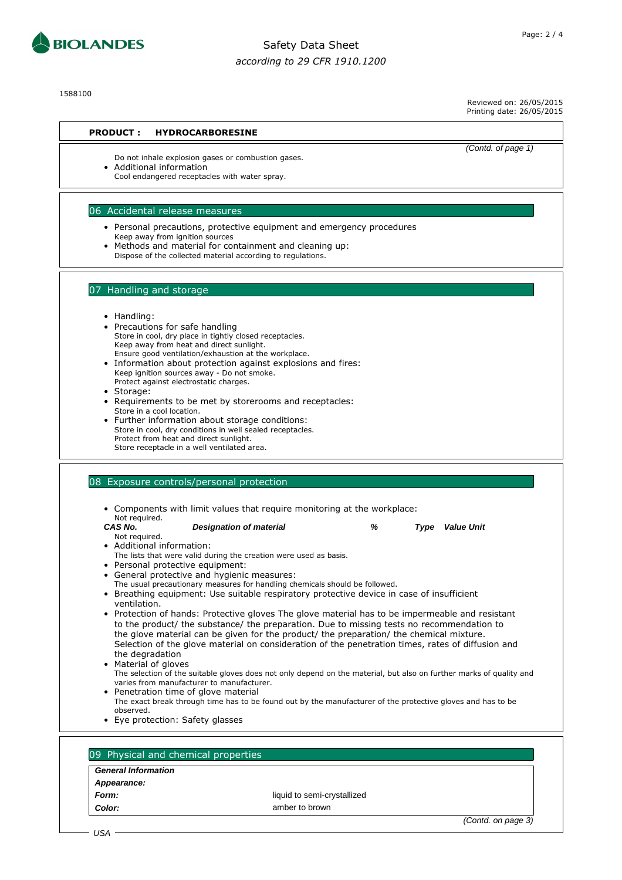**PRODUCT : HYDROCARBORESINE**

(Contd. of page 1)

Do not inhale explosion gases or combustion gases.

- Additional information

  Cool endangered receptacles with water spray.

## 06 Accidental release measures

- Personal precautions, protective equipment and emergency procedures

  Keep away from ignition sources
- Methods and material for containment and cleaning up:

  Dispose of the collected material according to regulations.

## 07 Handling and storage

- Handling:
- Precautions for safe handling

  Store in cool, dry place in tightly closed receptacles.
  Keep away from heat and direct sunlight.
  Ensure good ventilation/exhaustion at the workplace.
- Information about protection against explosions and fires:

  Keep ignition sources away - Do not smoke.
  Protect against electrostatic charges.
- Storage:
- Requirements to be met by storerooms and receptacles:

  Store in a cool location.
- Further information about storage conditions:

  Store in cool, dry conditions in well sealed receptacles.
  Protect from heat and direct sunlight.
  Store receptacle in a well ventilated area.

## 08 Exposure controls/personal protection

- Components with limit values that require monitoring at the workplace:

  Not required.

| CAS No. | Designation of material | % | Type | Value Unit |
|---|---|---|---|---|
| Not required. | | | | |

- Additional information:

  The lists that were valid during the creation were used as basis.
- Personal protective equipment:
- General protective and hygienic measures:

  The usual precautionary measures for handling chemicals should be followed.
- Breathing equipment: Use suitable respiratory protective device in case of insufficient ventilation.
- Protection of hands: Protective gloves The glove material has to be impermeable and resistant to the product/ the substance/ the preparation. Due to missing tests no recommendation to the glove material can be given for the product/ the preparation/ the chemical mixture. Selection of the glove material on consideration of the penetration times, rates of diffusion and the degradation
- Material of gloves

  The selection of the suitable gloves does not only depend on the material, but also on further marks of quality and varies from manufacturer to manufacturer.
- Penetration time of glove material

  The exact break through time has to be found out by the manufacturer of the protective gloves and has to be observed.
- Eye protection: Safety glasses

## 09 Physical and chemical properties

| General Information | |
|---|---|
| **Appearance:** | |
| **Form:** | liquid to semi-crystallized |
| **Color:** | amber to brown |

(Contd. on page 3)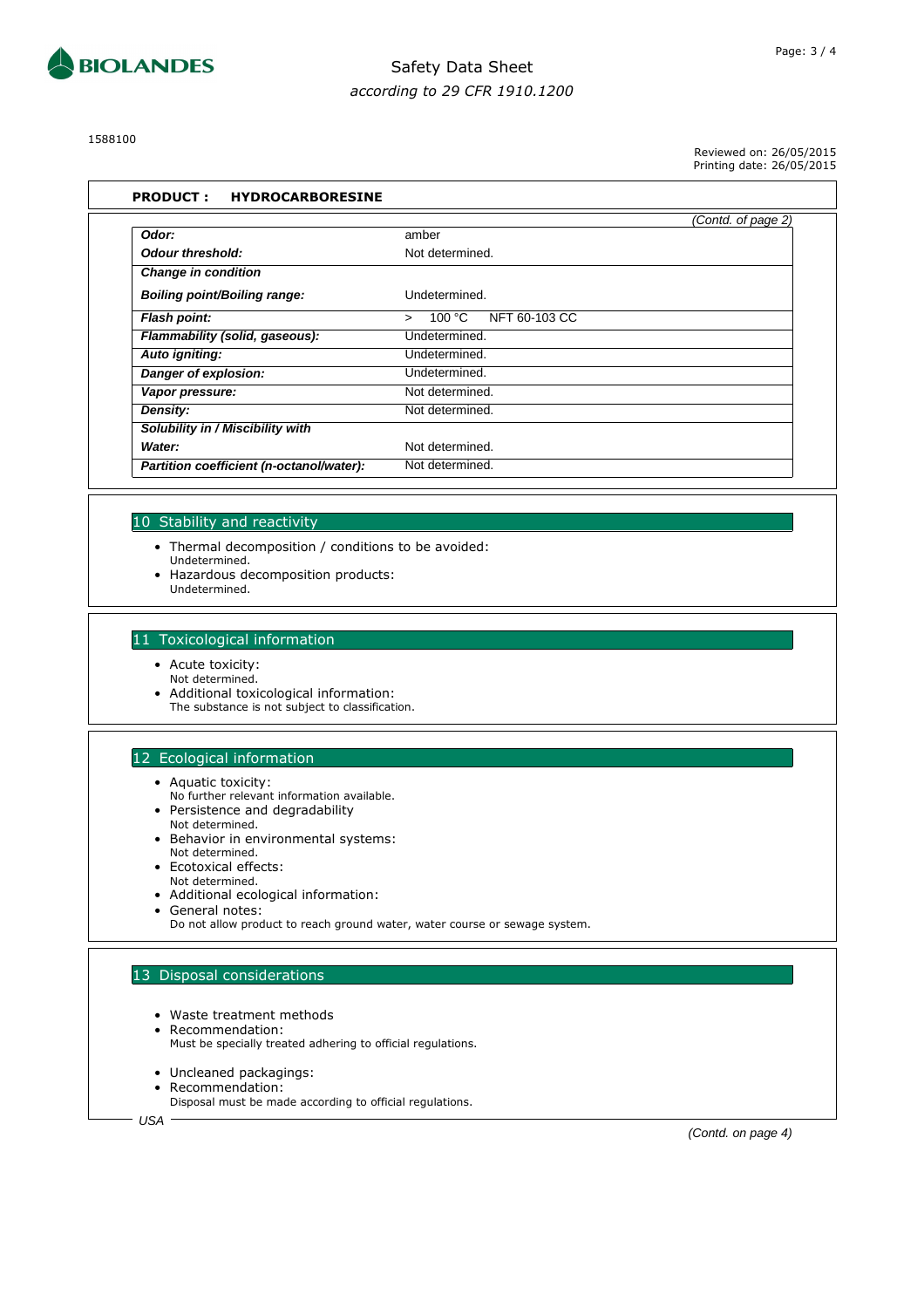1588100

Reviewed on: 26/05/2015
Printing date: 26/05/2015

**PRODUCT : HYDROCARBORESINE**

*(Contd. of page 2)*

| | |
|---|---|
| ***Odor:*** | amber |
| ***Odour threshold:*** | Not determined. |
| ***Change in condition*** | |
| ***Boiling point/Boiling range:*** | Undetermined. |
| ***Flash point:*** | > 100 °C NFT 60-103 CC |
| ***Flammability (solid, gaseous):*** | Undetermined. |
| ***Auto igniting:*** | Undetermined. |
| ***Danger of explosion:*** | Undetermined. |
| ***Vapor pressure:*** | Not determined. |
| ***Density:*** | Not determined. |
| ***Solubility in / Miscibility with*** | |
| ***Water:*** | Not determined. |
| ***Partition coefficient (n-octanol/water):*** | Not determined. |

## 10 Stability and reactivity

- Thermal decomposition / conditions to be avoided:
  Undetermined.
- Hazardous decomposition products:
  Undetermined.

## 11 Toxicological information

- Acute toxicity:
  Not determined.
- Additional toxicological information:
  The substance is not subject to classification.

## 12 Ecological information

- Aquatic toxicity:
  No further relevant information available.
- Persistence and degradability
  Not determined.
- Behavior in environmental systems:
  Not determined.
- Ecotoxical effects:
  Not determined.
- Additional ecological information:
- General notes:
  Do not allow product to reach ground water, water course or sewage system.

## 13 Disposal considerations

- Waste treatment methods
- Recommendation:
  Must be specially treated adhering to official regulations.

- Uncleaned packagings:
- Recommendation:
  Disposal must be made according to official regulations.

*(Contd. on page 4)*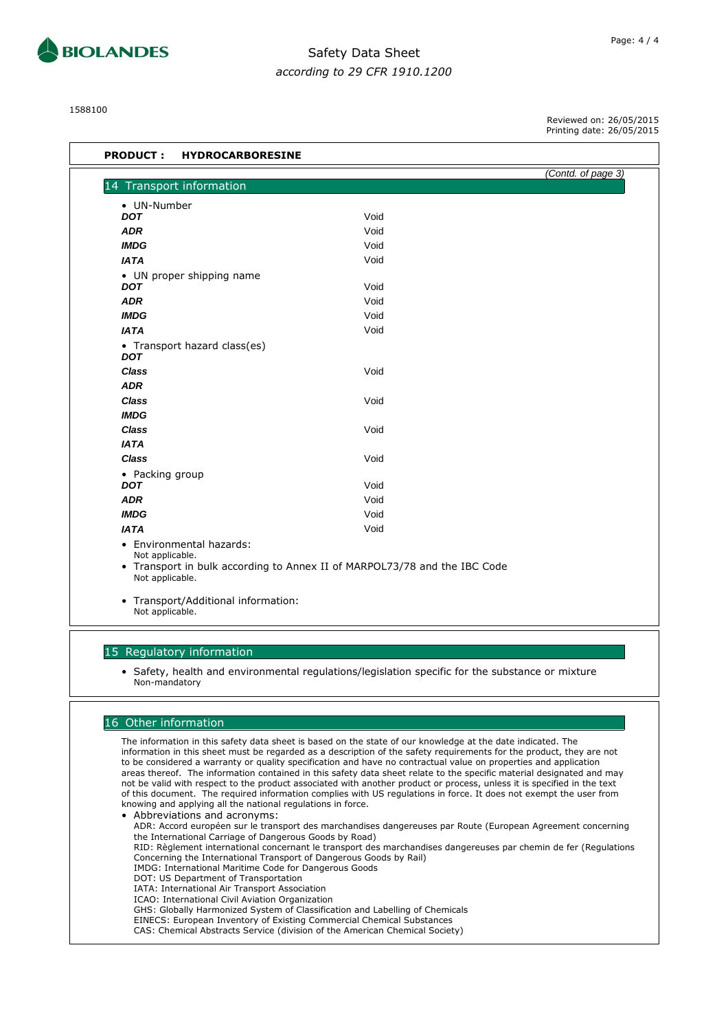1588100

Reviewed on: 26/05/2015
Printing date: 26/05/2015

**PRODUCT : HYDROCARBORESINE**

(Contd. of page 3)

## 14 Transport information

- UN-Number

| | |
|---|---|
| ***DOT*** | Void |
| ***ADR*** | Void |
| ***IMDG*** | Void |
| ***IATA*** | Void |

- UN proper shipping name

| | |
|---|---|
| ***DOT*** | Void |
| ***ADR*** | Void |
| ***IMDG*** | Void |
| ***IATA*** | Void |

- Transport hazard class(es)

| | |
|---|---|
| ***DOT*** | |
| ***Class*** | Void |
| ***ADR*** | |
| ***Class*** | Void |
| ***IMDG*** | |
| ***Class*** | Void |
| ***IATA*** | |
| ***Class*** | Void |

- Packing group

| | |
|---|---|
| ***DOT*** | Void |
| ***ADR*** | Void |
| ***IMDG*** | Void |
| ***IATA*** | Void |

- Environmental hazards:
  Not applicable.
- Transport in bulk according to Annex II of MARPOL73/78 and the IBC Code
  Not applicable.
- Transport/Additional information:
  Not applicable.

## 15 Regulatory information

- Safety, health and environmental regulations/legislation specific for the substance or mixture
  Non-mandatory

## 16 Other information

The information in this safety data sheet is based on the state of our knowledge at the date indicated. The information in this sheet must be regarded as a description of the safety requirements for the product, they are not to be considered a warranty or quality specification and have no contractual value on properties and application areas thereof. The information contained in this safety data sheet relate to the specific material designated and may not be valid with respect to the product associated with another product or process, unless it is specified in the text of this document. The required information complies with US regulations in force. It does not exempt the user from knowing and applying all the national regulations in force.

- Abbreviations and acronyms:
  ADR: Accord européen sur le transport des marchandises dangereuses par Route (European Agreement concerning the International Carriage of Dangerous Goods by Road)
  RID: Règlement international concernant le transport des marchandises dangereuses par chemin de fer (Regulations Concerning the International Transport of Dangerous Goods by Rail)
  IMDG: International Maritime Code for Dangerous Goods
  DOT: US Department of Transportation
  IATA: International Air Transport Association
  ICAO: International Civil Aviation Organization
  GHS: Globally Harmonized System of Classification and Labelling of Chemicals
  EINECS: European Inventory of Existing Commercial Chemical Substances
  CAS: Chemical Abstracts Service (division of the American Chemical Society)